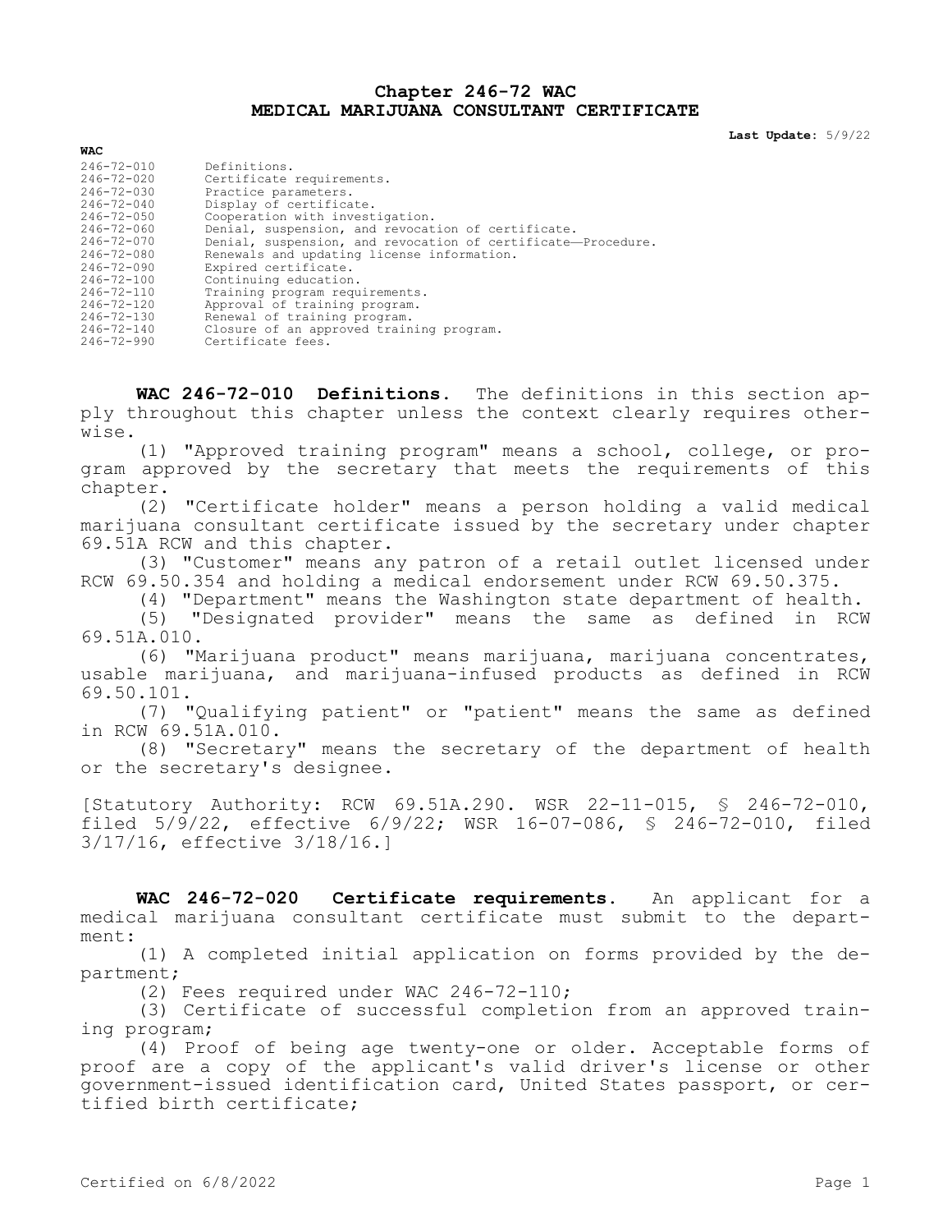# Chapter 246-72 WAC
# MEDICAL MARIJUANA CONSULTANT CERTIFICATE

**Last Update:** 5/9/22

**WAC**

| | |
|---|---|
| 246-72-010 | Definitions. |
| 246-72-020 | Certificate requirements. |
| 246-72-030 | Practice parameters. |
| 246-72-040 | Display of certificate. |
| 246-72-050 | Cooperation with investigation. |
| 246-72-060 | Denial, suspension, and revocation of certificate. |
| 246-72-070 | Denial, suspension, and revocation of certificate—Procedure. |
| 246-72-080 | Renewals and updating license information. |
| 246-72-090 | Expired certificate. |
| 246-72-100 | Continuing education. |
| 246-72-110 | Training program requirements. |
| 246-72-120 | Approval of training program. |
| 246-72-130 | Renewal of training program. |
| 246-72-140 | Closure of an approved training program. |
| 246-72-990 | Certificate fees. |

**WAC 246-72-010 Definitions.** The definitions in this section apply throughout this chapter unless the context clearly requires otherwise.

(1) "Approved training program" means a school, college, or program approved by the secretary that meets the requirements of this chapter.

(2) "Certificate holder" means a person holding a valid medical marijuana consultant certificate issued by the secretary under chapter 69.51A RCW and this chapter.

(3) "Customer" means any patron of a retail outlet licensed under RCW 69.50.354 and holding a medical endorsement under RCW 69.50.375.

(4) "Department" means the Washington state department of health.

(5) "Designated provider" means the same as defined in RCW 69.51A.010.

(6) "Marijuana product" means marijuana, marijuana concentrates, usable marijuana, and marijuana-infused products as defined in RCW 69.50.101.

(7) "Qualifying patient" or "patient" means the same as defined in RCW 69.51A.010.

(8) "Secretary" means the secretary of the department of health or the secretary's designee.

[Statutory Authority: RCW 69.51A.290. WSR 22-11-015, § 246-72-010, filed 5/9/22, effective 6/9/22; WSR 16-07-086, § 246-72-010, filed 3/17/16, effective 3/18/16.]

**WAC 246-72-020 Certificate requirements.** An applicant for a medical marijuana consultant certificate must submit to the department:

(1) A completed initial application on forms provided by the department;

(2) Fees required under WAC 246-72-110;

(3) Certificate of successful completion from an approved training program;

(4) Proof of being age twenty-one or older. Acceptable forms of proof are a copy of the applicant's valid driver's license or other government-issued identification card, United States passport, or certified birth certificate;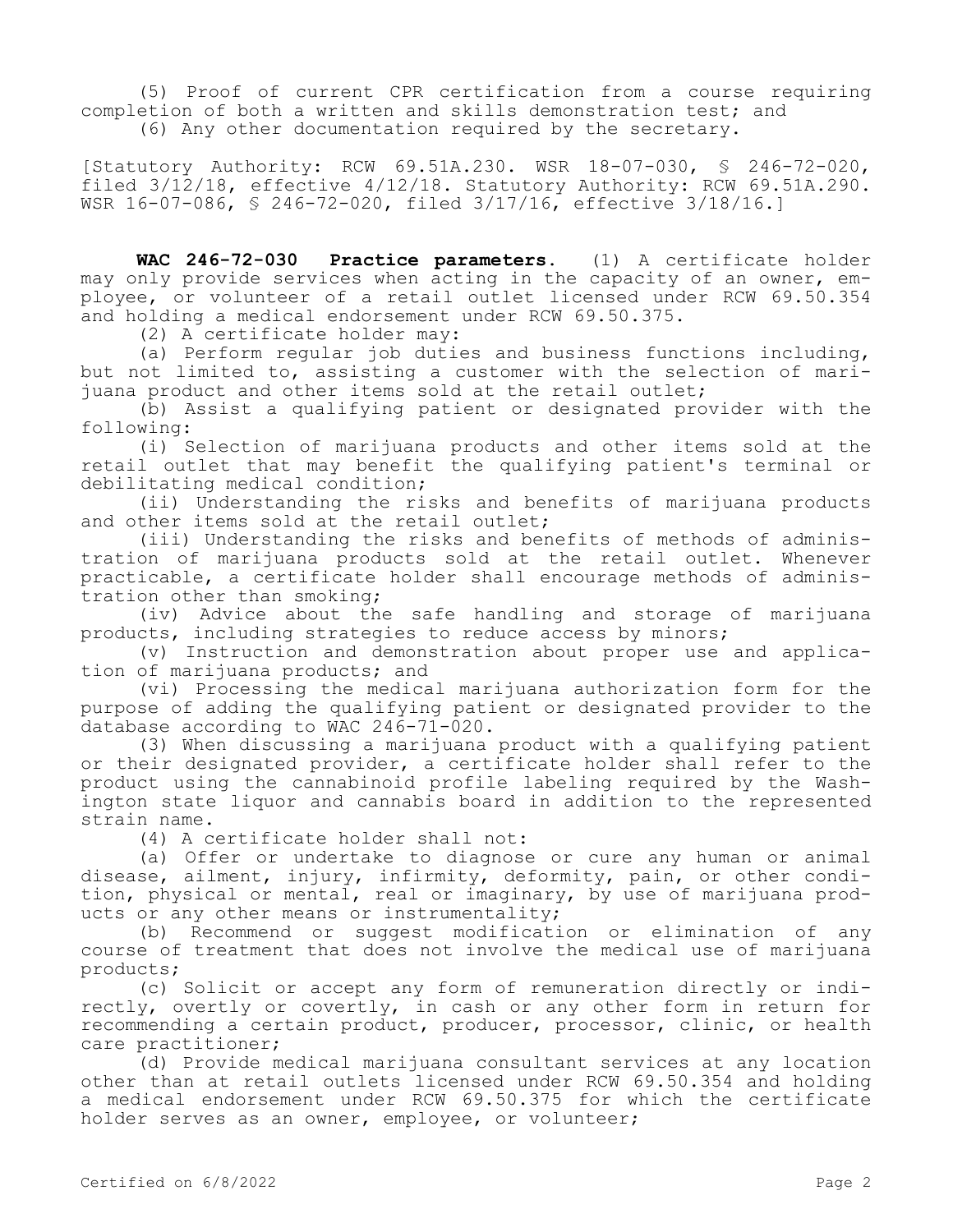(5) Proof of current CPR certification from a course requiring completion of both a written and skills demonstration test; and

(6) Any other documentation required by the secretary.

[Statutory Authority: RCW 69.51A.230. WSR 18-07-030, § 246-72-020, filed 3/12/18, effective 4/12/18. Statutory Authority: RCW 69.51A.290. WSR 16-07-086, § 246-72-020, filed 3/17/16, effective 3/18/16.]

**WAC 246-72-030 Practice parameters.** (1) A certificate holder may only provide services when acting in the capacity of an owner, employee, or volunteer of a retail outlet licensed under RCW 69.50.354 and holding a medical endorsement under RCW 69.50.375.

(2) A certificate holder may:

(a) Perform regular job duties and business functions including, but not limited to, assisting a customer with the selection of marijuana product and other items sold at the retail outlet;

(b) Assist a qualifying patient or designated provider with the following:

(i) Selection of marijuana products and other items sold at the retail outlet that may benefit the qualifying patient's terminal or debilitating medical condition;

(ii) Understanding the risks and benefits of marijuana products and other items sold at the retail outlet;

(iii) Understanding the risks and benefits of methods of administration of marijuana products sold at the retail outlet. Whenever practicable, a certificate holder shall encourage methods of administration other than smoking;

(iv) Advice about the safe handling and storage of marijuana products, including strategies to reduce access by minors;

(v) Instruction and demonstration about proper use and application of marijuana products; and

(vi) Processing the medical marijuana authorization form for the purpose of adding the qualifying patient or designated provider to the database according to WAC 246-71-020.

(3) When discussing a marijuana product with a qualifying patient or their designated provider, a certificate holder shall refer to the product using the cannabinoid profile labeling required by the Washington state liquor and cannabis board in addition to the represented strain name.

(4) A certificate holder shall not:

(a) Offer or undertake to diagnose or cure any human or animal disease, ailment, injury, infirmity, deformity, pain, or other condition, physical or mental, real or imaginary, by use of marijuana products or any other means or instrumentality;

(b) Recommend or suggest modification or elimination of any course of treatment that does not involve the medical use of marijuana products;

(c) Solicit or accept any form of remuneration directly or indirectly, overtly or covertly, in cash or any other form in return for recommending a certain product, producer, processor, clinic, or health care practitioner;

(d) Provide medical marijuana consultant services at any location other than at retail outlets licensed under RCW 69.50.354 and holding a medical endorsement under RCW 69.50.375 for which the certificate holder serves as an owner, employee, or volunteer;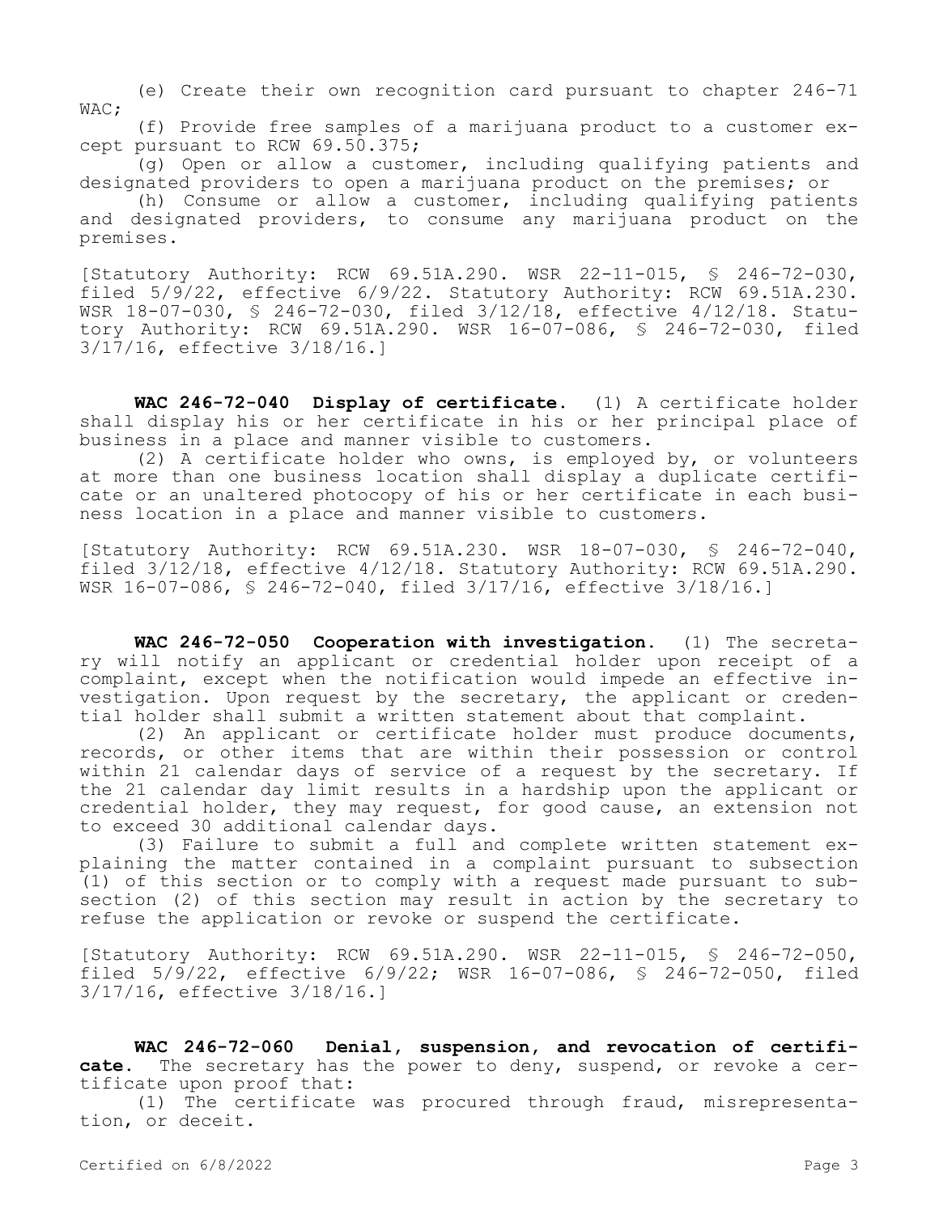(e) Create their own recognition card pursuant to chapter 246-71 WAC;

(f) Provide free samples of a marijuana product to a customer except pursuant to RCW 69.50.375;

(g) Open or allow a customer, including qualifying patients and designated providers to open a marijuana product on the premises; or

(h) Consume or allow a customer, including qualifying patients and designated providers, to consume any marijuana product on the premises.

[Statutory Authority: RCW 69.51A.290. WSR 22-11-015, § 246-72-030, filed 5/9/22, effective 6/9/22. Statutory Authority: RCW 69.51A.230. WSR 18-07-030, § 246-72-030, filed 3/12/18, effective 4/12/18. Statutory Authority: RCW 69.51A.290. WSR 16-07-086, § 246-72-030, filed 3/17/16, effective 3/18/16.]

**WAC 246-72-040 Display of certificate.** (1) A certificate holder shall display his or her certificate in his or her principal place of business in a place and manner visible to customers.

(2) A certificate holder who owns, is employed by, or volunteers at more than one business location shall display a duplicate certificate or an unaltered photocopy of his or her certificate in each business location in a place and manner visible to customers.

[Statutory Authority: RCW 69.51A.230. WSR 18-07-030, § 246-72-040, filed 3/12/18, effective 4/12/18. Statutory Authority: RCW 69.51A.290. WSR 16-07-086, § 246-72-040, filed 3/17/16, effective 3/18/16.]

**WAC 246-72-050 Cooperation with investigation.** (1) The secretary will notify an applicant or credential holder upon receipt of a complaint, except when the notification would impede an effective investigation. Upon request by the secretary, the applicant or credential holder shall submit a written statement about that complaint.

(2) An applicant or certificate holder must produce documents, records, or other items that are within their possession or control within 21 calendar days of service of a request by the secretary. If the 21 calendar day limit results in a hardship upon the applicant or credential holder, they may request, for good cause, an extension not to exceed 30 additional calendar days.

(3) Failure to submit a full and complete written statement explaining the matter contained in a complaint pursuant to subsection (1) of this section or to comply with a request made pursuant to subsection (2) of this section may result in action by the secretary to refuse the application or revoke or suspend the certificate.

[Statutory Authority: RCW 69.51A.290. WSR 22-11-015, § 246-72-050, filed 5/9/22, effective 6/9/22; WSR 16-07-086, § 246-72-050, filed 3/17/16, effective 3/18/16.]

**WAC 246-72-060 Denial, suspension, and revocation of certificate.** The secretary has the power to deny, suspend, or revoke a certificate upon proof that:

(1) The certificate was procured through fraud, misrepresentation, or deceit.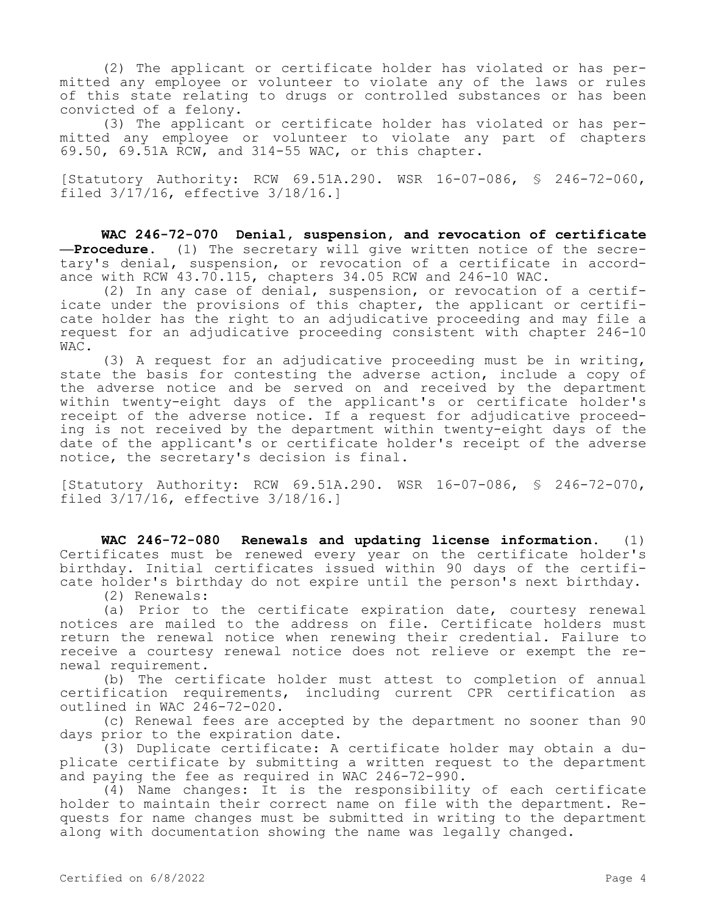(2) The applicant or certificate holder has violated or has permitted any employee or volunteer to violate any of the laws or rules of this state relating to drugs or controlled substances or has been convicted of a felony.

(3) The applicant or certificate holder has violated or has permitted any employee or volunteer to violate any part of chapters 69.50, 69.51A RCW, and 314-55 WAC, or this chapter.

[Statutory Authority: RCW 69.51A.290. WSR 16-07-086, § 246-72-060, filed 3/17/16, effective 3/18/16.]

**WAC 246-72-070 Denial, suspension, and revocation of certificate—Procedure.** (1) The secretary will give written notice of the secretary's denial, suspension, or revocation of a certificate in accordance with RCW 43.70.115, chapters 34.05 RCW and 246-10 WAC.

(2) In any case of denial, suspension, or revocation of a certificate under the provisions of this chapter, the applicant or certificate holder has the right to an adjudicative proceeding and may file a request for an adjudicative proceeding consistent with chapter 246-10 WAC.

(3) A request for an adjudicative proceeding must be in writing, state the basis for contesting the adverse action, include a copy of the adverse notice and be served on and received by the department within twenty-eight days of the applicant's or certificate holder's receipt of the adverse notice. If a request for adjudicative proceeding is not received by the department within twenty-eight days of the date of the applicant's or certificate holder's receipt of the adverse notice, the secretary's decision is final.

[Statutory Authority: RCW 69.51A.290. WSR 16-07-086, § 246-72-070, filed 3/17/16, effective 3/18/16.]

**WAC 246-72-080 Renewals and updating license information.** (1) Certificates must be renewed every year on the certificate holder's birthday. Initial certificates issued within 90 days of the certificate holder's birthday do not expire until the person's next birthday.

(2) Renewals:

(a) Prior to the certificate expiration date, courtesy renewal notices are mailed to the address on file. Certificate holders must return the renewal notice when renewing their credential. Failure to receive a courtesy renewal notice does not relieve or exempt the renewal requirement.

(b) The certificate holder must attest to completion of annual certification requirements, including current CPR certification as outlined in WAC 246-72-020.

(c) Renewal fees are accepted by the department no sooner than 90 days prior to the expiration date.

(3) Duplicate certificate: A certificate holder may obtain a duplicate certificate by submitting a written request to the department and paying the fee as required in WAC 246-72-990.

(4) Name changes: It is the responsibility of each certificate holder to maintain their correct name on file with the department. Requests for name changes must be submitted in writing to the department along with documentation showing the name was legally changed.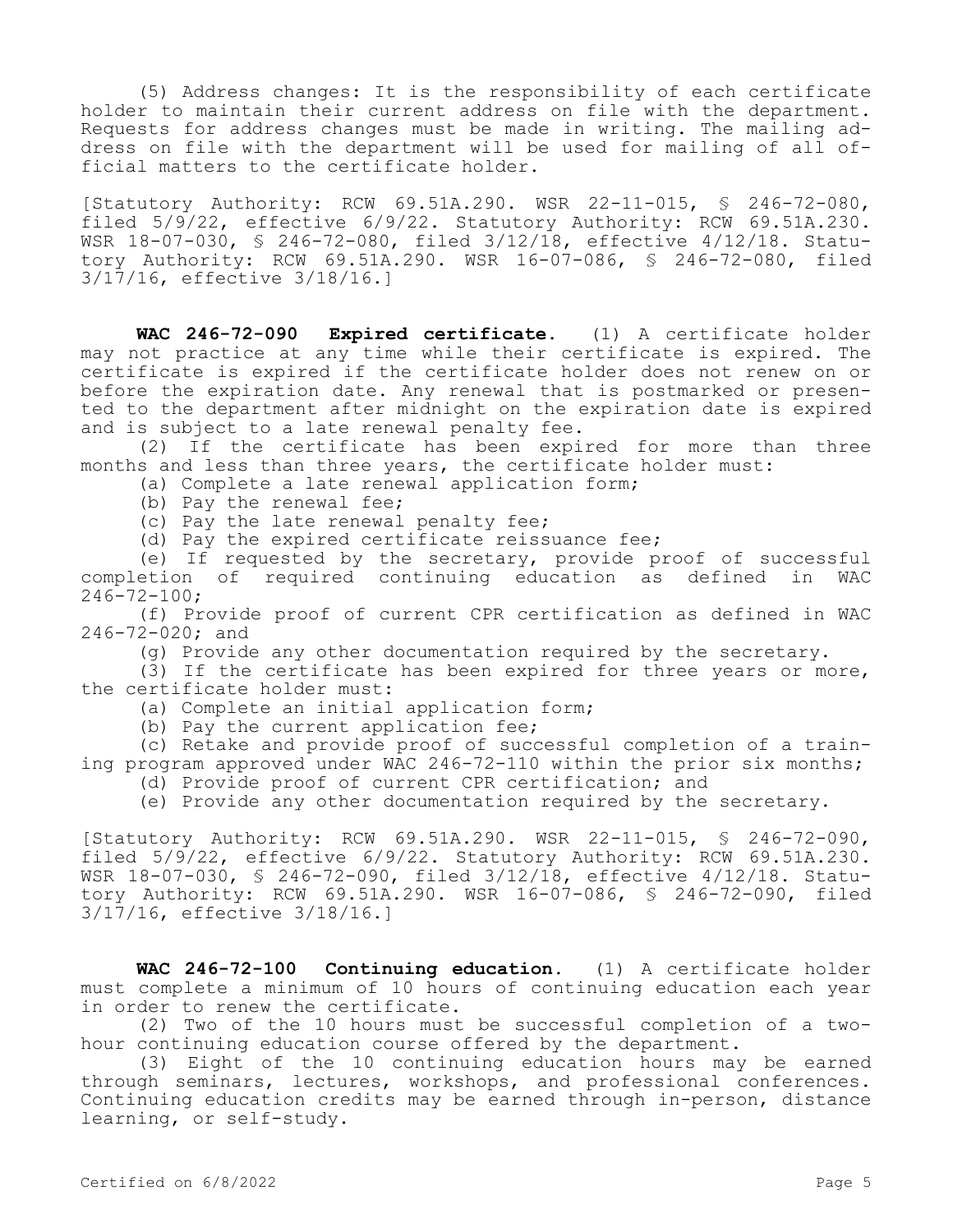(5) Address changes: It is the responsibility of each certificate holder to maintain their current address on file with the department. Requests for address changes must be made in writing. The mailing address on file with the department will be used for mailing of all official matters to the certificate holder.

[Statutory Authority: RCW 69.51A.290. WSR 22-11-015, § 246-72-080, filed 5/9/22, effective 6/9/22. Statutory Authority: RCW 69.51A.230. WSR 18-07-030, § 246-72-080, filed 3/12/18, effective 4/12/18. Statutory Authority: RCW 69.51A.290. WSR 16-07-086, § 246-72-080, filed 3/17/16, effective 3/18/16.]

**WAC 246-72-090 Expired certificate.** (1) A certificate holder may not practice at any time while their certificate is expired. The certificate is expired if the certificate holder does not renew on or before the expiration date. Any renewal that is postmarked or presented to the department after midnight on the expiration date is expired and is subject to a late renewal penalty fee.

(2) If the certificate has been expired for more than three months and less than three years, the certificate holder must:

(a) Complete a late renewal application form;

(b) Pay the renewal fee;

(c) Pay the late renewal penalty fee;

(d) Pay the expired certificate reissuance fee;

(e) If requested by the secretary, provide proof of successful completion of required continuing education as defined in WAC 246-72-100;

(f) Provide proof of current CPR certification as defined in WAC 246-72-020; and

(g) Provide any other documentation required by the secretary.

(3) If the certificate has been expired for three years or more, the certificate holder must:

(a) Complete an initial application form;

(b) Pay the current application fee;

(c) Retake and provide proof of successful completion of a training program approved under WAC 246-72-110 within the prior six months;

(d) Provide proof of current CPR certification; and

(e) Provide any other documentation required by the secretary.

[Statutory Authority: RCW 69.51A.290. WSR 22-11-015, § 246-72-090, filed 5/9/22, effective 6/9/22. Statutory Authority: RCW 69.51A.230. WSR 18-07-030, § 246-72-090, filed 3/12/18, effective 4/12/18. Statutory Authority: RCW 69.51A.290. WSR 16-07-086, § 246-72-090, filed 3/17/16, effective 3/18/16.]

**WAC 246-72-100 Continuing education.** (1) A certificate holder must complete a minimum of 10 hours of continuing education each year in order to renew the certificate.

(2) Two of the 10 hours must be successful completion of a two-hour continuing education course offered by the department.

(3) Eight of the 10 continuing education hours may be earned through seminars, lectures, workshops, and professional conferences. Continuing education credits may be earned through in-person, distance learning, or self-study.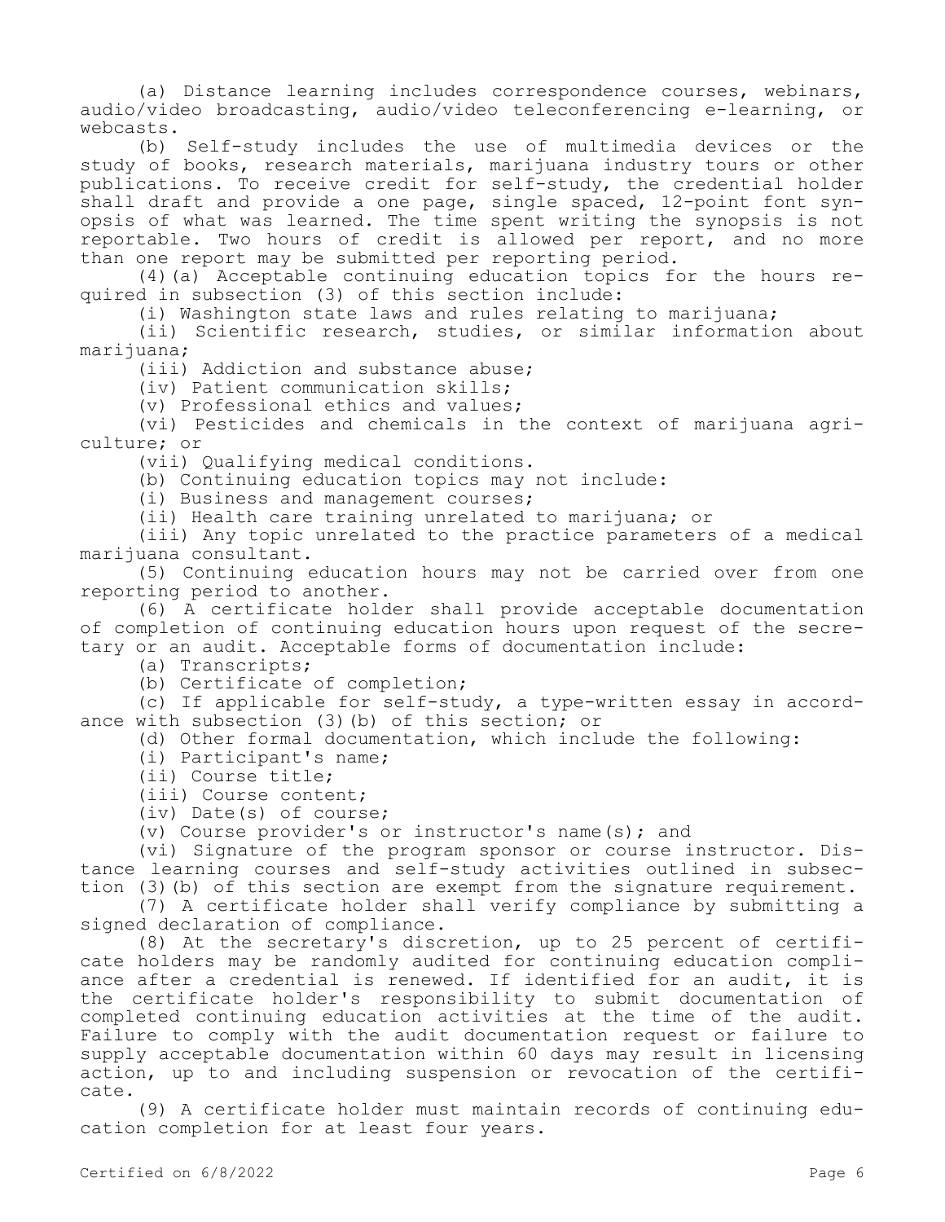(a) Distance learning includes correspondence courses, webinars, audio/video broadcasting, audio/video teleconferencing e-learning, or webcasts.

(b) Self-study includes the use of multimedia devices or the study of books, research materials, marijuana industry tours or other publications. To receive credit for self-study, the credential holder shall draft and provide a one page, single spaced, 12-point font synopsis of what was learned. The time spent writing the synopsis is not reportable. Two hours of credit is allowed per report, and no more than one report may be submitted per reporting period.

(4)(a) Acceptable continuing education topics for the hours required in subsection (3) of this section include:

(i) Washington state laws and rules relating to marijuana;

(ii) Scientific research, studies, or similar information about marijuana;

(iii) Addiction and substance abuse;

(iv) Patient communication skills;

(v) Professional ethics and values;

(vi) Pesticides and chemicals in the context of marijuana agriculture; or

(vii) Qualifying medical conditions.

(b) Continuing education topics may not include:

(i) Business and management courses;

(ii) Health care training unrelated to marijuana; or

(iii) Any topic unrelated to the practice parameters of a medical marijuana consultant.

(5) Continuing education hours may not be carried over from one reporting period to another.

(6) A certificate holder shall provide acceptable documentation of completion of continuing education hours upon request of the secretary or an audit. Acceptable forms of documentation include:

(a) Transcripts;

(b) Certificate of completion;

(c) If applicable for self-study, a type-written essay in accordance with subsection (3)(b) of this section; or

(d) Other formal documentation, which include the following:

(i) Participant's name;

(ii) Course title;

(iii) Course content;

(iv) Date(s) of course;

(v) Course provider's or instructor's name(s); and

(vi) Signature of the program sponsor or course instructor. Distance learning courses and self-study activities outlined in subsection (3)(b) of this section are exempt from the signature requirement.

(7) A certificate holder shall verify compliance by submitting a signed declaration of compliance.

(8) At the secretary's discretion, up to 25 percent of certificate holders may be randomly audited for continuing education compliance after a credential is renewed. If identified for an audit, it is the certificate holder's responsibility to submit documentation of completed continuing education activities at the time of the audit. Failure to comply with the audit documentation request or failure to supply acceptable documentation within 60 days may result in licensing action, up to and including suspension or revocation of the certificate.

(9) A certificate holder must maintain records of continuing education completion for at least four years.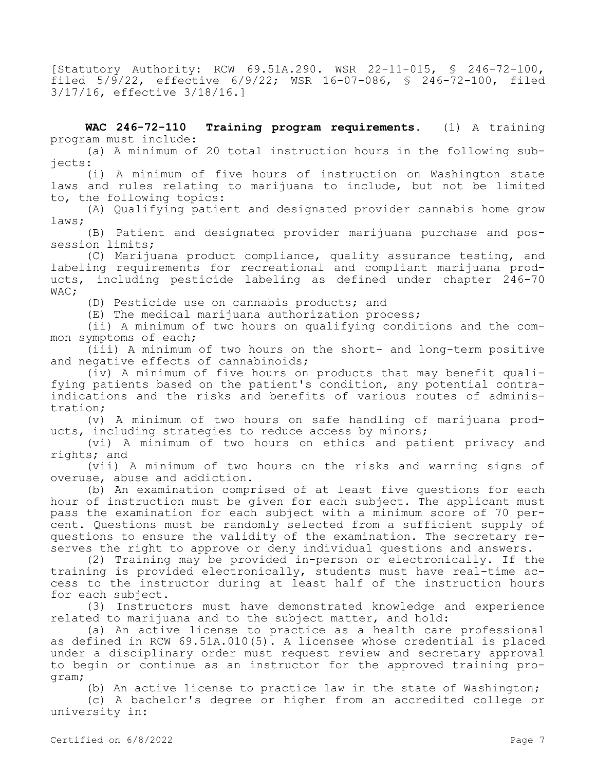[Statutory Authority: RCW 69.51A.290. WSR 22-11-015, § 246-72-100, filed 5/9/22, effective 6/9/22; WSR 16-07-086, § 246-72-100, filed 3/17/16, effective 3/18/16.]

**WAC 246-72-110 Training program requirements.** (1) A training program must include:

(a) A minimum of 20 total instruction hours in the following subjects:

(i) A minimum of five hours of instruction on Washington state laws and rules relating to marijuana to include, but not be limited to, the following topics:

(A) Qualifying patient and designated provider cannabis home grow laws;

(B) Patient and designated provider marijuana purchase and possession limits;

(C) Marijuana product compliance, quality assurance testing, and labeling requirements for recreational and compliant marijuana products, including pesticide labeling as defined under chapter 246-70 WAC;

(D) Pesticide use on cannabis products; and

(E) The medical marijuana authorization process;

(ii) A minimum of two hours on qualifying conditions and the common symptoms of each;

(iii) A minimum of two hours on the short- and long-term positive and negative effects of cannabinoids;

(iv) A minimum of five hours on products that may benefit qualifying patients based on the patient's condition, any potential contraindications and the risks and benefits of various routes of administration;

(v) A minimum of two hours on safe handling of marijuana products, including strategies to reduce access by minors;

(vi) A minimum of two hours on ethics and patient privacy and rights; and

(vii) A minimum of two hours on the risks and warning signs of overuse, abuse and addiction.

(b) An examination comprised of at least five questions for each hour of instruction must be given for each subject. The applicant must pass the examination for each subject with a minimum score of 70 percent. Questions must be randomly selected from a sufficient supply of questions to ensure the validity of the examination. The secretary reserves the right to approve or deny individual questions and answers.

(2) Training may be provided in-person or electronically. If the training is provided electronically, students must have real-time access to the instructor during at least half of the instruction hours for each subject.

(3) Instructors must have demonstrated knowledge and experience related to marijuana and to the subject matter, and hold:

(a) An active license to practice as a health care professional as defined in RCW 69.51A.010(5). A licensee whose credential is placed under a disciplinary order must request review and secretary approval to begin or continue as an instructor for the approved training program;

(b) An active license to practice law in the state of Washington;

(c) A bachelor's degree or higher from an accredited college or university in: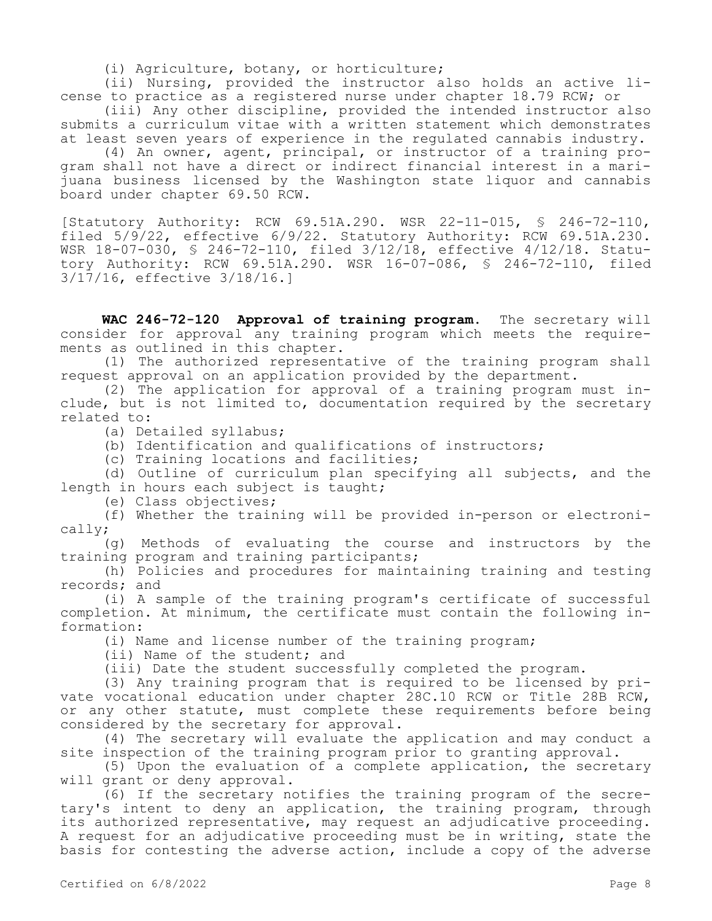(i) Agriculture, botany, or horticulture;

(ii) Nursing, provided the instructor also holds an active license to practice as a registered nurse under chapter 18.79 RCW; or

(iii) Any other discipline, provided the intended instructor also submits a curriculum vitae with a written statement which demonstrates at least seven years of experience in the regulated cannabis industry.

(4) An owner, agent, principal, or instructor of a training program shall not have a direct or indirect financial interest in a marijuana business licensed by the Washington state liquor and cannabis board under chapter 69.50 RCW.

[Statutory Authority: RCW 69.51A.290. WSR 22-11-015, § 246-72-110, filed 5/9/22, effective 6/9/22. Statutory Authority: RCW 69.51A.230. WSR 18-07-030, § 246-72-110, filed 3/12/18, effective 4/12/18. Statutory Authority: RCW 69.51A.290. WSR 16-07-086, § 246-72-110, filed 3/17/16, effective 3/18/16.]

**WAC 246-72-120 Approval of training program.** The secretary will consider for approval any training program which meets the requirements as outlined in this chapter.

(1) The authorized representative of the training program shall request approval on an application provided by the department.

(2) The application for approval of a training program must include, but is not limited to, documentation required by the secretary related to:

(a) Detailed syllabus;

(b) Identification and qualifications of instructors;

(c) Training locations and facilities;

(d) Outline of curriculum plan specifying all subjects, and the length in hours each subject is taught;

(e) Class objectives;

(f) Whether the training will be provided in-person or electronically;

(g) Methods of evaluating the course and instructors by the training program and training participants;

(h) Policies and procedures for maintaining training and testing records; and

(i) A sample of the training program's certificate of successful completion. At minimum, the certificate must contain the following information:

(i) Name and license number of the training program;

(ii) Name of the student; and

(iii) Date the student successfully completed the program.

(3) Any training program that is required to be licensed by private vocational education under chapter 28C.10 RCW or Title 28B RCW, or any other statute, must complete these requirements before being considered by the secretary for approval.

(4) The secretary will evaluate the application and may conduct a site inspection of the training program prior to granting approval.

(5) Upon the evaluation of a complete application, the secretary will grant or deny approval.

(6) If the secretary notifies the training program of the secretary's intent to deny an application, the training program, through its authorized representative, may request an adjudicative proceeding. A request for an adjudicative proceeding must be in writing, state the basis for contesting the adverse action, include a copy of the adverse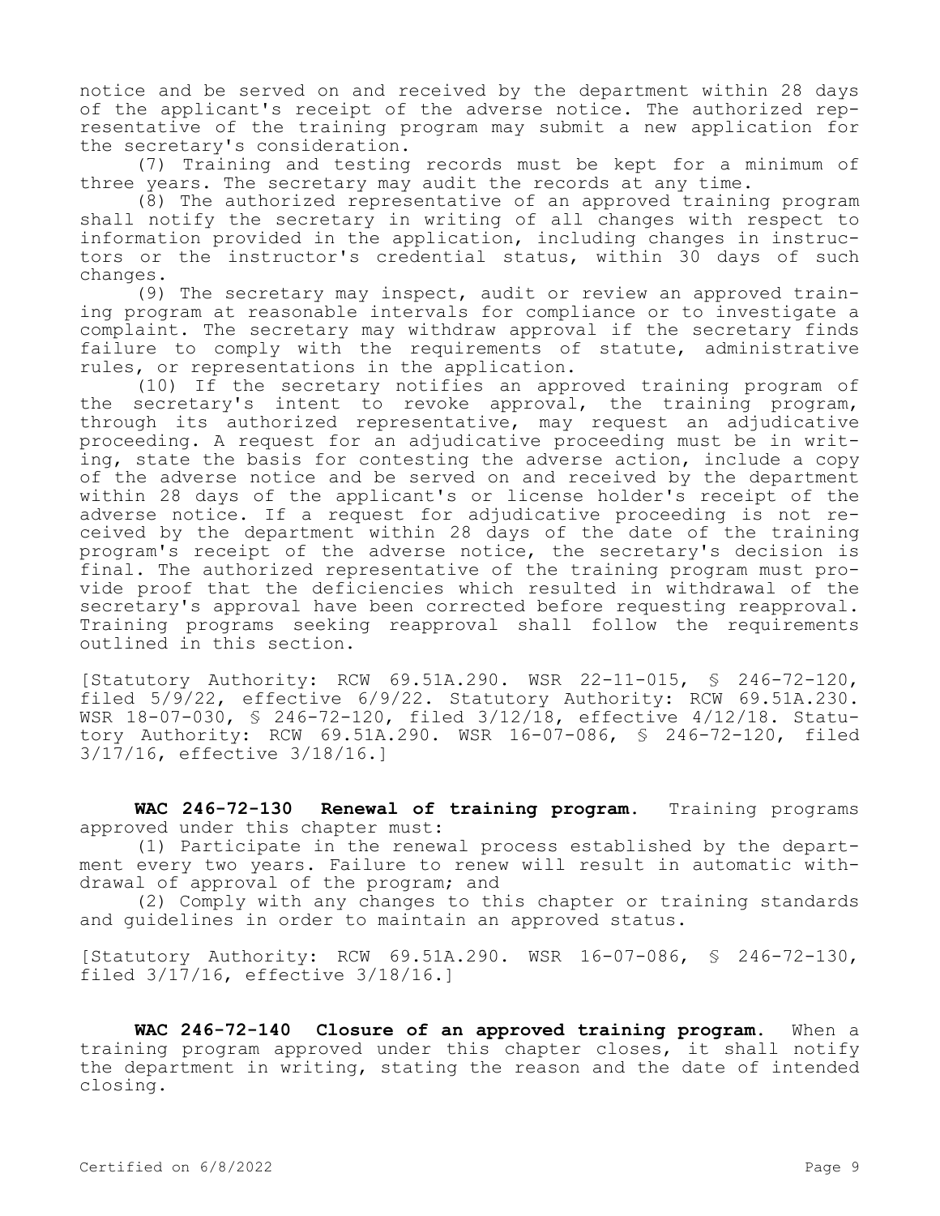notice and be served on and received by the department within 28 days of the applicant's receipt of the adverse notice. The authorized representative of the training program may submit a new application for the secretary's consideration.

(7) Training and testing records must be kept for a minimum of three years. The secretary may audit the records at any time.

(8) The authorized representative of an approved training program shall notify the secretary in writing of all changes with respect to information provided in the application, including changes in instructors or the instructor's credential status, within 30 days of such changes.

(9) The secretary may inspect, audit or review an approved training program at reasonable intervals for compliance or to investigate a complaint. The secretary may withdraw approval if the secretary finds failure to comply with the requirements of statute, administrative rules, or representations in the application.

(10) If the secretary notifies an approved training program of the secretary's intent to revoke approval, the training program, through its authorized representative, may request an adjudicative proceeding. A request for an adjudicative proceeding must be in writing, state the basis for contesting the adverse action, include a copy of the adverse notice and be served on and received by the department within 28 days of the applicant's or license holder's receipt of the adverse notice. If a request for adjudicative proceeding is not received by the department within 28 days of the date of the training program's receipt of the adverse notice, the secretary's decision is final. The authorized representative of the training program must provide proof that the deficiencies which resulted in withdrawal of the secretary's approval have been corrected before requesting reapproval. Training programs seeking reapproval shall follow the requirements outlined in this section.

[Statutory Authority: RCW 69.51A.290. WSR 22-11-015, § 246-72-120, filed 5/9/22, effective 6/9/22. Statutory Authority: RCW 69.51A.230. WSR 18-07-030, § 246-72-120, filed 3/12/18, effective 4/12/18. Statutory Authority: RCW 69.51A.290. WSR 16-07-086, § 246-72-120, filed 3/17/16, effective 3/18/16.]

**WAC 246-72-130 Renewal of training program.** Training programs approved under this chapter must:

(1) Participate in the renewal process established by the department every two years. Failure to renew will result in automatic withdrawal of approval of the program; and

(2) Comply with any changes to this chapter or training standards and guidelines in order to maintain an approved status.

[Statutory Authority: RCW 69.51A.290. WSR 16-07-086, § 246-72-130, filed 3/17/16, effective 3/18/16.]

**WAC 246-72-140 Closure of an approved training program.** When a training program approved under this chapter closes, it shall notify the department in writing, stating the reason and the date of intended closing.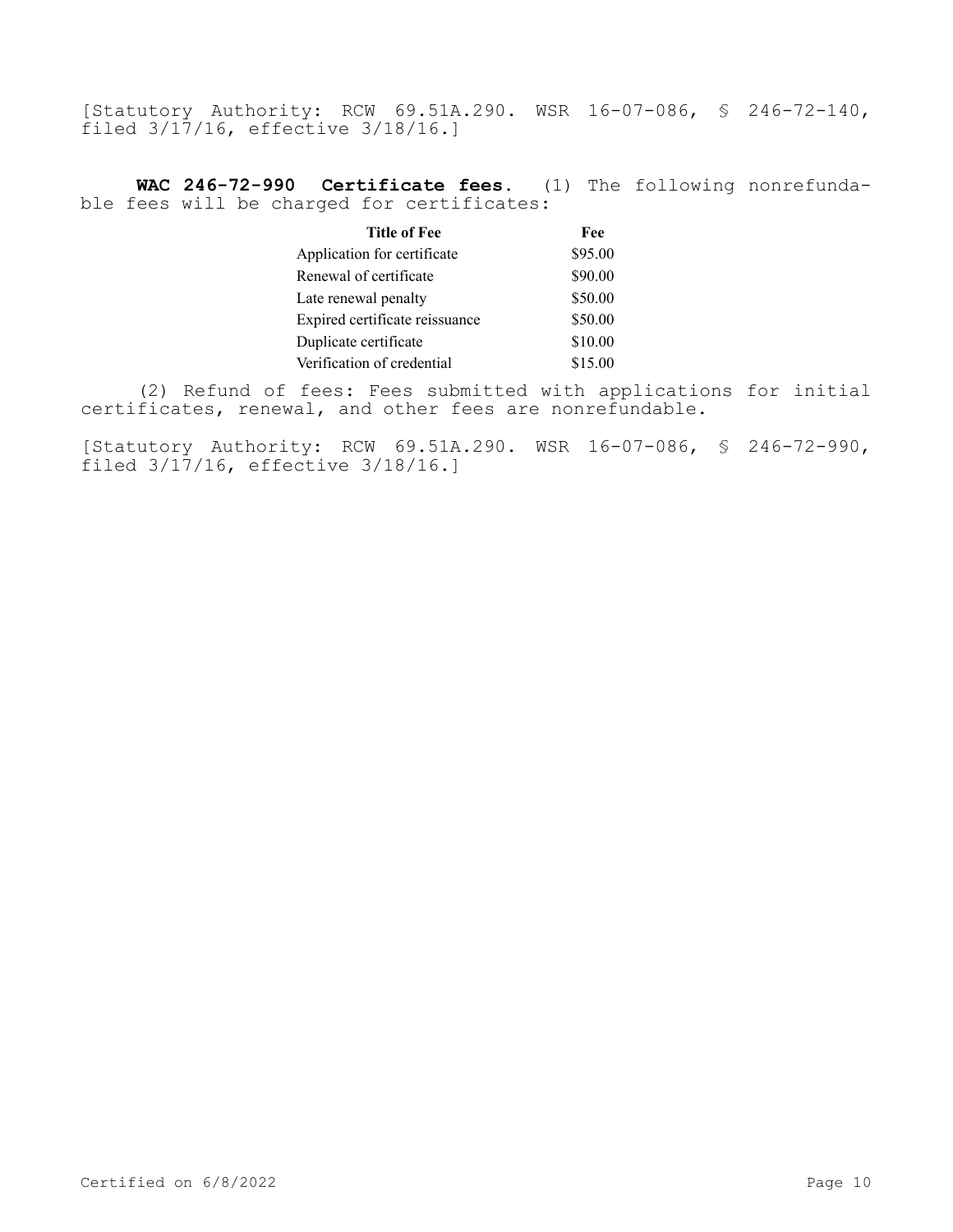[Statutory Authority: RCW 69.51A.290. WSR 16-07-086, § 246-72-140, filed 3/17/16, effective 3/18/16.]

**WAC 246-72-990 Certificate fees.** (1) The following nonrefundable fees will be charged for certificates:

| Title of Fee | Fee |
|---|---|
| Application for certificate | $95.00 |
| Renewal of certificate | $90.00 |
| Late renewal penalty | $50.00 |
| Expired certificate reissuance | $50.00 |
| Duplicate certificate | $10.00 |
| Verification of credential | $15.00 |

(2) Refund of fees: Fees submitted with applications for initial certificates, renewal, and other fees are nonrefundable.

[Statutory Authority: RCW 69.51A.290. WSR 16-07-086, § 246-72-990, filed 3/17/16, effective 3/18/16.]